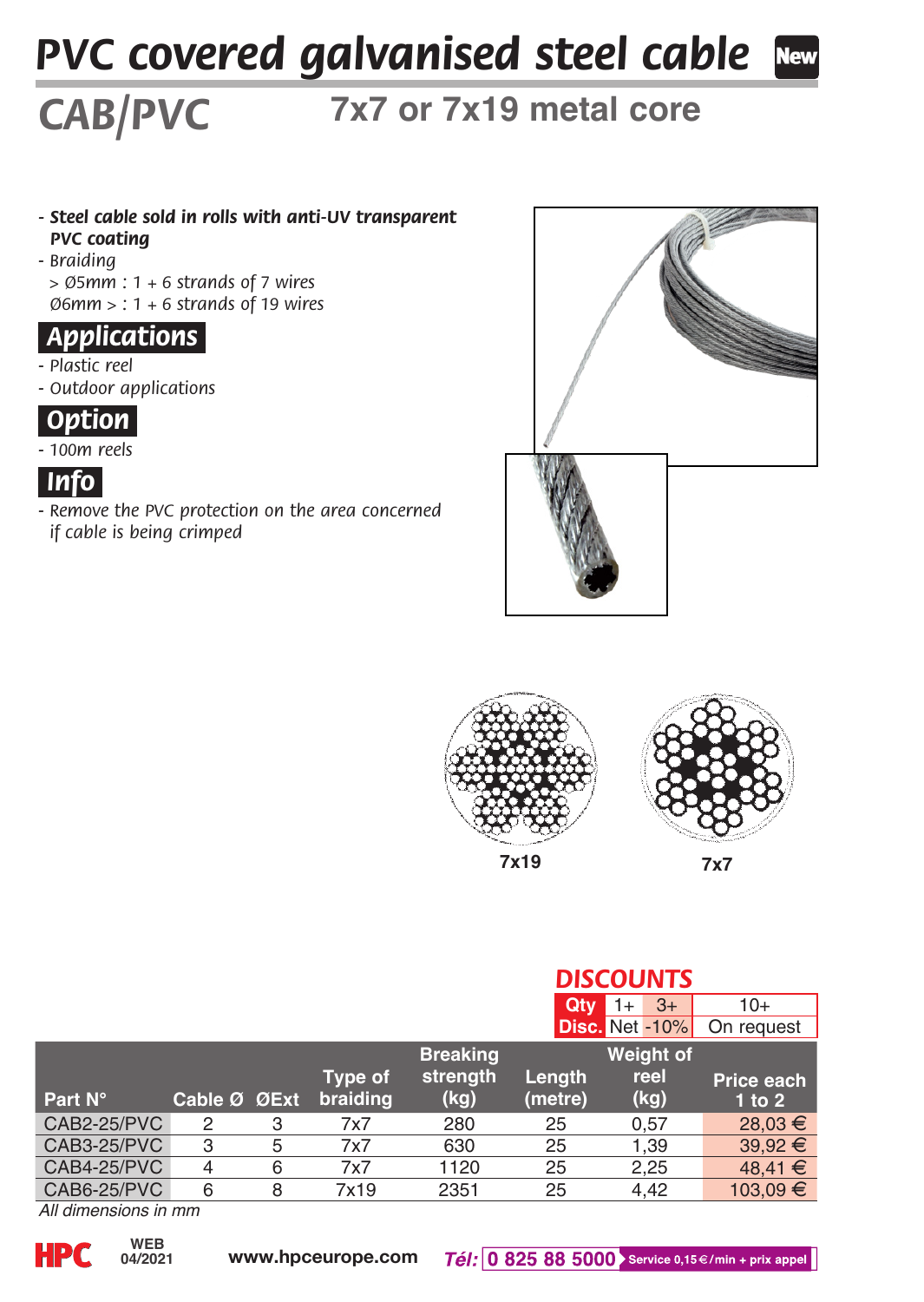# PVC covered galvanised steel cable

## CAB/PVC — 7x7 or 7x19 metal core

- **Steel cable sold in rolls with anti-UV transparent PVC coating**
- Braiding
  > Ø5mm : 1 + 6 strands of 7 wires
  Ø6mm > : 1 + 6 strands of 19 wires

### Applications

- Plastic reel
- Outdoor applications

### Option

- 100m reels

### Info

- Remove the PVC protection on the area concerned if cable is being crimped

7x19 7x7

**DISCOUNTS**

| Qty | 1+ | 3+ | 10+ |
|---|---|---|---|
| Disc. | Net | -10% | On request |

| Part N° | Cable Ø | ØExt | Type of braiding | Breaking strength (kg) | Length (metre) | Weight of reel (kg) | Price each 1 to 2 |
|---|---|---|---|---|---|---|---|
| CAB2-25/PVC | 2 | 3 | 7x7 | 280 | 25 | 0,57 | 28,03 € |
| CAB3-25/PVC | 3 | 5 | 7x7 | 630 | 25 | 1,39 | 39,92 € |
| CAB4-25/PVC | 4 | 6 | 7x7 | 1120 | 25 | 2,25 | 48,41 € |
| CAB6-25/PVC | 6 | 8 | 7x19 | 2351 | 25 | 4,42 | 103,09 € |

*All dimensions in mm*

HPC WEB 04/2021 www.hpceurope.com Tél: 0 825 88 5000 Service 0,15 €/min + prix appel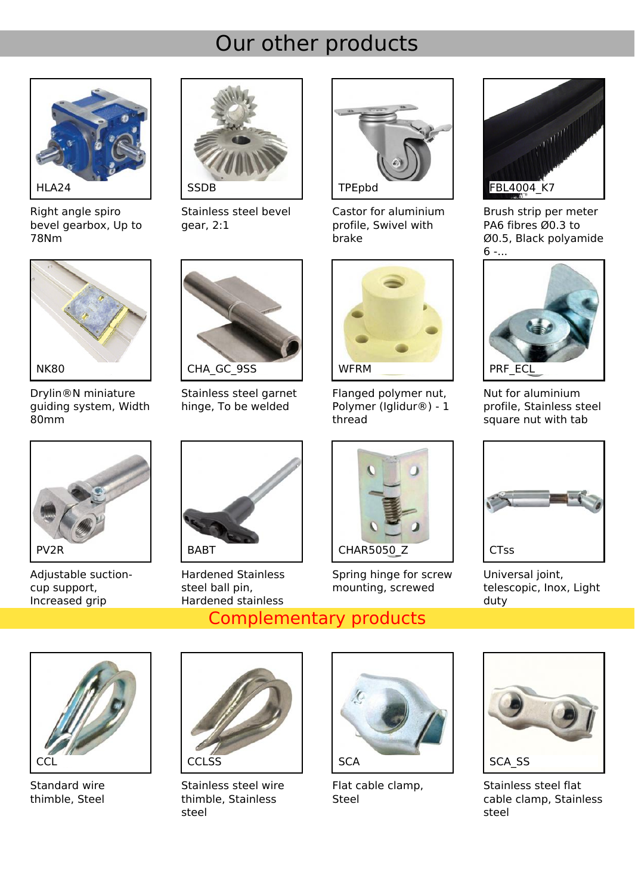# Our other products

HLA24

Right angle spiro bevel gearbox, Up to 78Nm

SSDB

Stainless steel bevel gear, 2:1

TPEpbd

Castor for aluminium profile, Swivel with brake

FBL4004_K7

Brush strip per meter PA6 fibres Ø0.3 to Ø0.5, Black polyamide 6 -...

NK80

Drylin®N miniature guiding system, Width 80mm

CHA_GC_9SS

Stainless steel garnet hinge, To be welded

WFRM

Flanged polymer nut, Polymer (Iglidur®) - 1 thread

PRF_ECL

Nut for aluminium profile, Stainless steel square nut with tab

PV2R

Adjustable suction-cup support, Increased grip

BABT

Hardened Stainless steel ball pin, Hardened stainless

CHAR5050_Z

Spring hinge for screw mounting, screwed

CTss

Universal joint, telescopic, Inox, Light duty

## Complementary products

CCL

Standard wire thimble, Steel

CCLSS

Stainless steel wire thimble, Stainless steel

SCA

Flat cable clamp, Steel

SCA_SS

Stainless steel flat cable clamp, Stainless steel